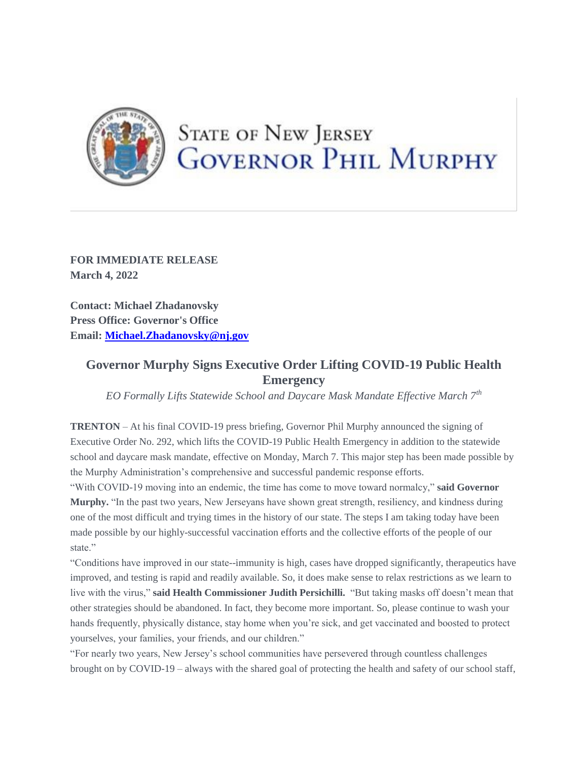State of New Jersey
Governor Phil Murphy

**FOR IMMEDIATE RELEASE**
**March 4, 2022**

**Contact: Michael Zhadanovsky**
**Press Office: Governor's Office**
**Email: Michael.Zhadanovsky@nj.gov**

## Governor Murphy Signs Executive Order Lifting COVID-19 Public Health Emergency

*EO Formally Lifts Statewide School and Daycare Mask Mandate Effective March 7th*

**TRENTON** – At his final COVID-19 press briefing, Governor Phil Murphy announced the signing of Executive Order No. 292, which lifts the COVID-19 Public Health Emergency in addition to the statewide school and daycare mask mandate, effective on Monday, March 7. This major step has been made possible by the Murphy Administration's comprehensive and successful pandemic response efforts.

"With COVID-19 moving into an endemic, the time has come to move toward normalcy," **said Governor Murphy.** "In the past two years, New Jerseyans have shown great strength, resiliency, and kindness during one of the most difficult and trying times in the history of our state. The steps I am taking today have been made possible by our highly-successful vaccination efforts and the collective efforts of the people of our state."

"Conditions have improved in our state--immunity is high, cases have dropped significantly, therapeutics have improved, and testing is rapid and readily available. So, it does make sense to relax restrictions as we learn to live with the virus," **said Health Commissioner Judith Persichilli.** "But taking masks off doesn't mean that other strategies should be abandoned. In fact, they become more important. So, please continue to wash your hands frequently, physically distance, stay home when you're sick, and get vaccinated and boosted to protect yourselves, your families, your friends, and our children."

"For nearly two years, New Jersey's school communities have persevered through countless challenges brought on by COVID-19 – always with the shared goal of protecting the health and safety of our school staff,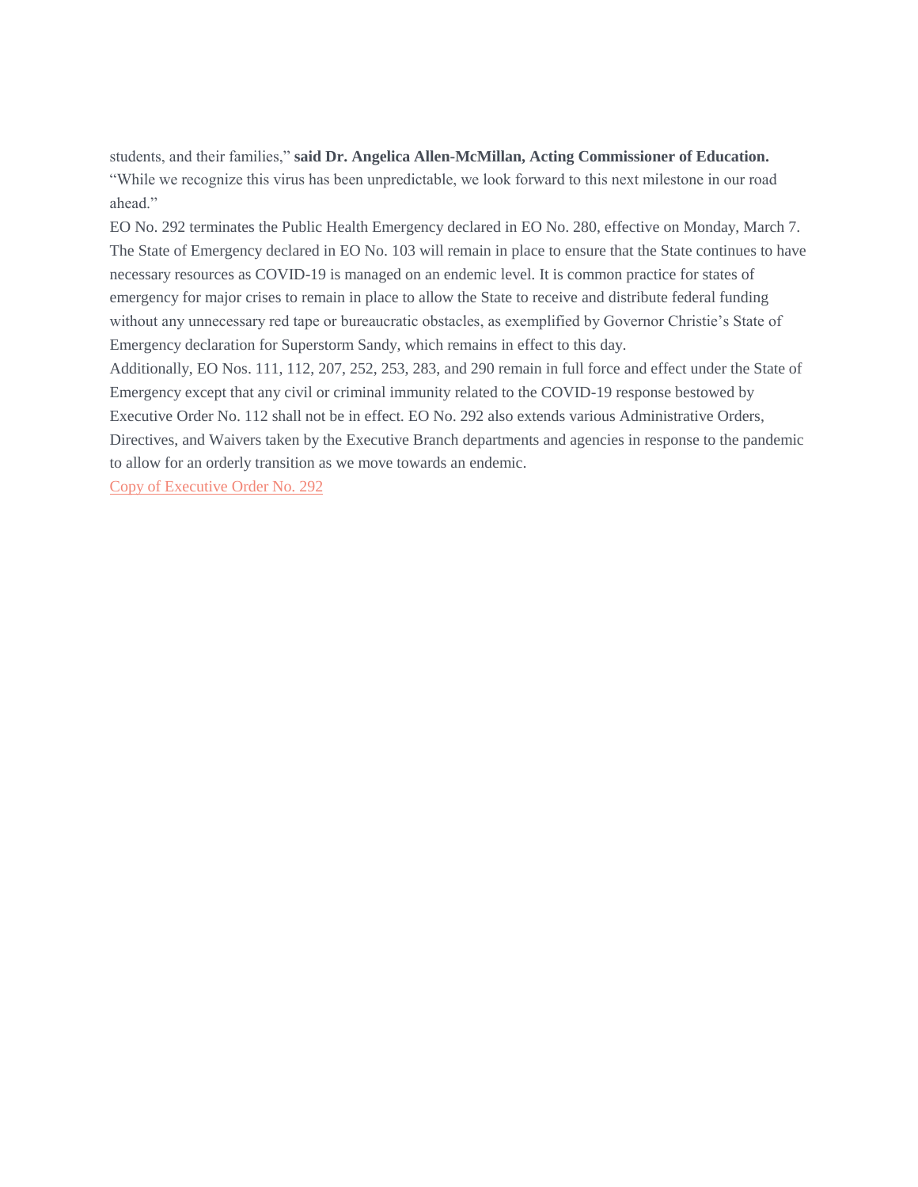students, and their families," **said Dr. Angelica Allen-McMillan, Acting Commissioner of Education.** "While we recognize this virus has been unpredictable, we look forward to this next milestone in our road ahead."

EO No. 292 terminates the Public Health Emergency declared in EO No. 280, effective on Monday, March 7. The State of Emergency declared in EO No. 103 will remain in place to ensure that the State continues to have necessary resources as COVID-19 is managed on an endemic level. It is common practice for states of emergency for major crises to remain in place to allow the State to receive and distribute federal funding without any unnecessary red tape or bureaucratic obstacles, as exemplified by Governor Christie's State of Emergency declaration for Superstorm Sandy, which remains in effect to this day.

Additionally, EO Nos. 111, 112, 207, 252, 253, 283, and 290 remain in full force and effect under the State of Emergency except that any civil or criminal immunity related to the COVID-19 response bestowed by Executive Order No. 112 shall not be in effect. EO No. 292 also extends various Administrative Orders, Directives, and Waivers taken by the Executive Branch departments and agencies in response to the pandemic to allow for an orderly transition as we move towards an endemic.

Copy of Executive Order No. 292